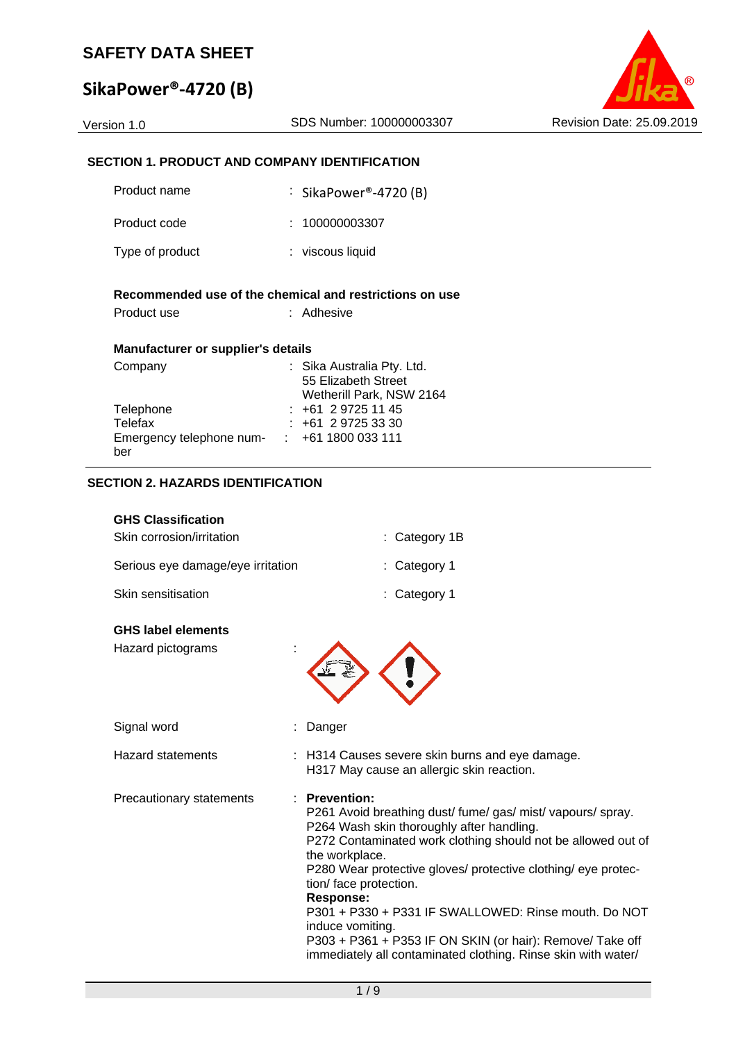# SAFETY DATA SHEET

## SikaPower®-4720 (B)

Version 1.0 | SDS Number: 100000003307 | Revision Date: 25.09.2019

### SECTION 1. PRODUCT AND COMPANY IDENTIFICATION

| | | |
|---|---|---|
| Product name | : | SikaPower®-4720 (B) |
| Product code | : | 100000003307 |
| Type of product | : | viscous liquid |

**Recommended use of the chemical and restrictions on use**

| | | |
|---|---|---|
| Product use | : | Adhesive |

**Manufacturer or supplier's details**

| | | |
|---|---|---|
| Company | : | Sika Australia Pty. Ltd.<br>55 Elizabeth Street<br>Wetherill Park, NSW 2164 |
| Telephone | : | +61 2 9725 11 45 |
| Telefax | : | +61 2 9725 33 30 |
| Emergency telephone number | : | +61 1800 033 111 |

### SECTION 2. HAZARDS IDENTIFICATION

**GHS Classification**

| | | |
|---|---|---|
| Skin corrosion/irritation | : | Category 1B |
| Serious eye damage/eye irritation | : | Category 1 |
| Skin sensitisation | : | Category 1 |

**GHS label elements**

Hazard pictograms :

Signal word : Danger

Hazard statements :
H314 Causes severe skin burns and eye damage.
H317 May cause an allergic skin reaction.

Precautionary statements :

**Prevention:**
P261 Avoid breathing dust/ fume/ gas/ mist/ vapours/ spray.
P264 Wash skin thoroughly after handling.
P272 Contaminated work clothing should not be allowed out of the workplace.
P280 Wear protective gloves/ protective clothing/ eye protection/ face protection.

**Response:**
P301 + P330 + P331 IF SWALLOWED: Rinse mouth. Do NOT induce vomiting.
P303 + P361 + P353 IF ON SKIN (or hair): Remove/ Take off immediately all contaminated clothing. Rinse skin with water/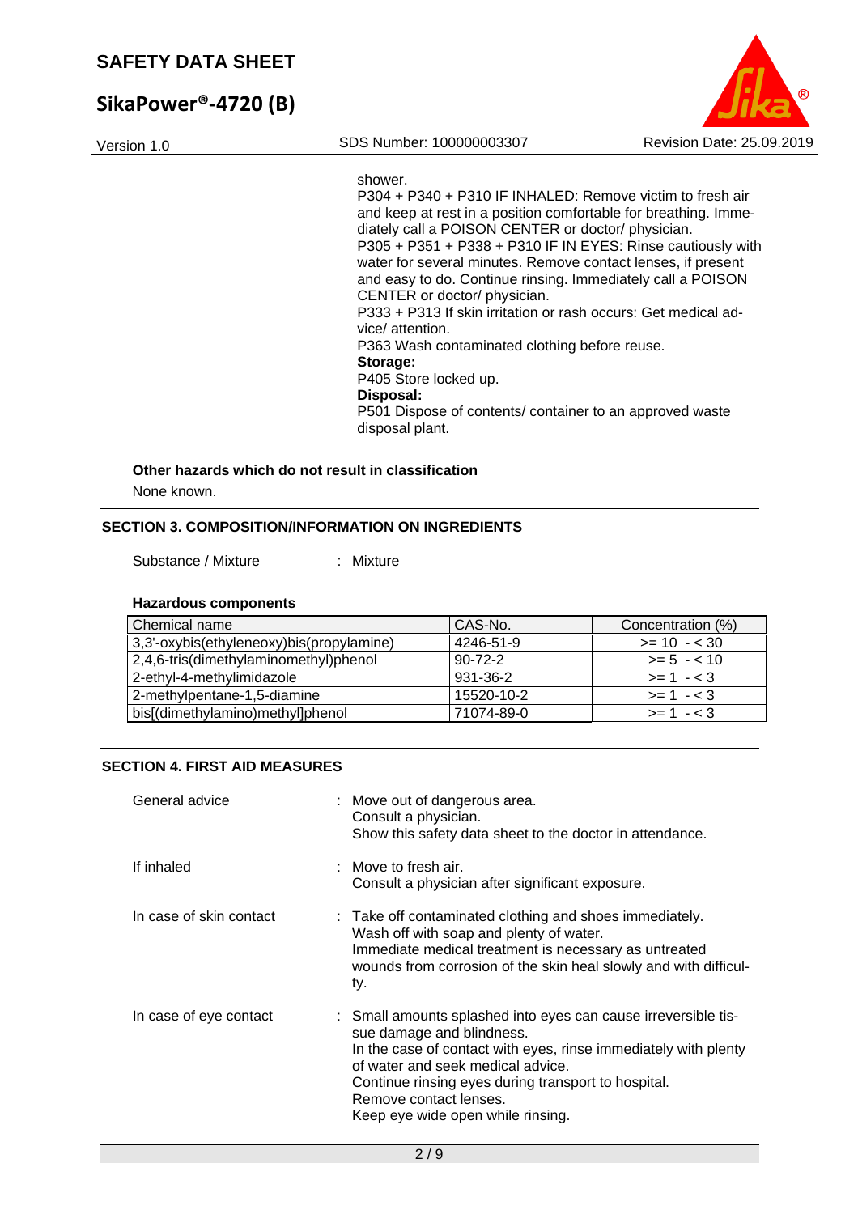shower.
P304 + P340 + P310 IF INHALED: Remove victim to fresh air and keep at rest in a position comfortable for breathing. Immediately call a POISON CENTER or doctor/ physician.
P305 + P351 + P338 + P310 IF IN EYES: Rinse cautiously with water for several minutes. Remove contact lenses, if present and easy to do. Continue rinsing. Immediately call a POISON CENTER or doctor/ physician.
P333 + P313 If skin irritation or rash occurs: Get medical advice/ attention.
P363 Wash contaminated clothing before reuse.
**Storage:**
P405 Store locked up.
**Disposal:**
P501 Dispose of contents/ container to an approved waste disposal plant.

**Other hazards which do not result in classification**

None known.

## SECTION 3. COMPOSITION/INFORMATION ON INGREDIENTS

Substance / Mixture : Mixture

**Hazardous components**

| Chemical name | CAS-No. | Concentration (%) |
|---|---|---|
| 3,3'-oxybis(ethyleneoxy)bis(propylamine) | 4246-51-9 | >= 10 - < 30 |
| 2,4,6-tris(dimethylaminomethyl)phenol | 90-72-2 | >= 5 - < 10 |
| 2-ethyl-4-methylimidazole | 931-36-2 | >= 1 - < 3 |
| 2-methylpentane-1,5-diamine | 15520-10-2 | >= 1 - < 3 |
| bis[(dimethylamino)methyl]phenol | 71074-89-0 | >= 1 - < 3 |

## SECTION 4. FIRST AID MEASURES

General advice : Move out of dangerous area.
Consult a physician.
Show this safety data sheet to the doctor in attendance.

If inhaled : Move to fresh air.
Consult a physician after significant exposure.

In case of skin contact : Take off contaminated clothing and shoes immediately.
Wash off with soap and plenty of water.
Immediate medical treatment is necessary as untreated wounds from corrosion of the skin heal slowly and with difficulty.

In case of eye contact : Small amounts splashed into eyes can cause irreversible tissue damage and blindness.
In the case of contact with eyes, rinse immediately with plenty of water and seek medical advice.
Continue rinsing eyes during transport to hospital.
Remove contact lenses.
Keep eye wide open while rinsing.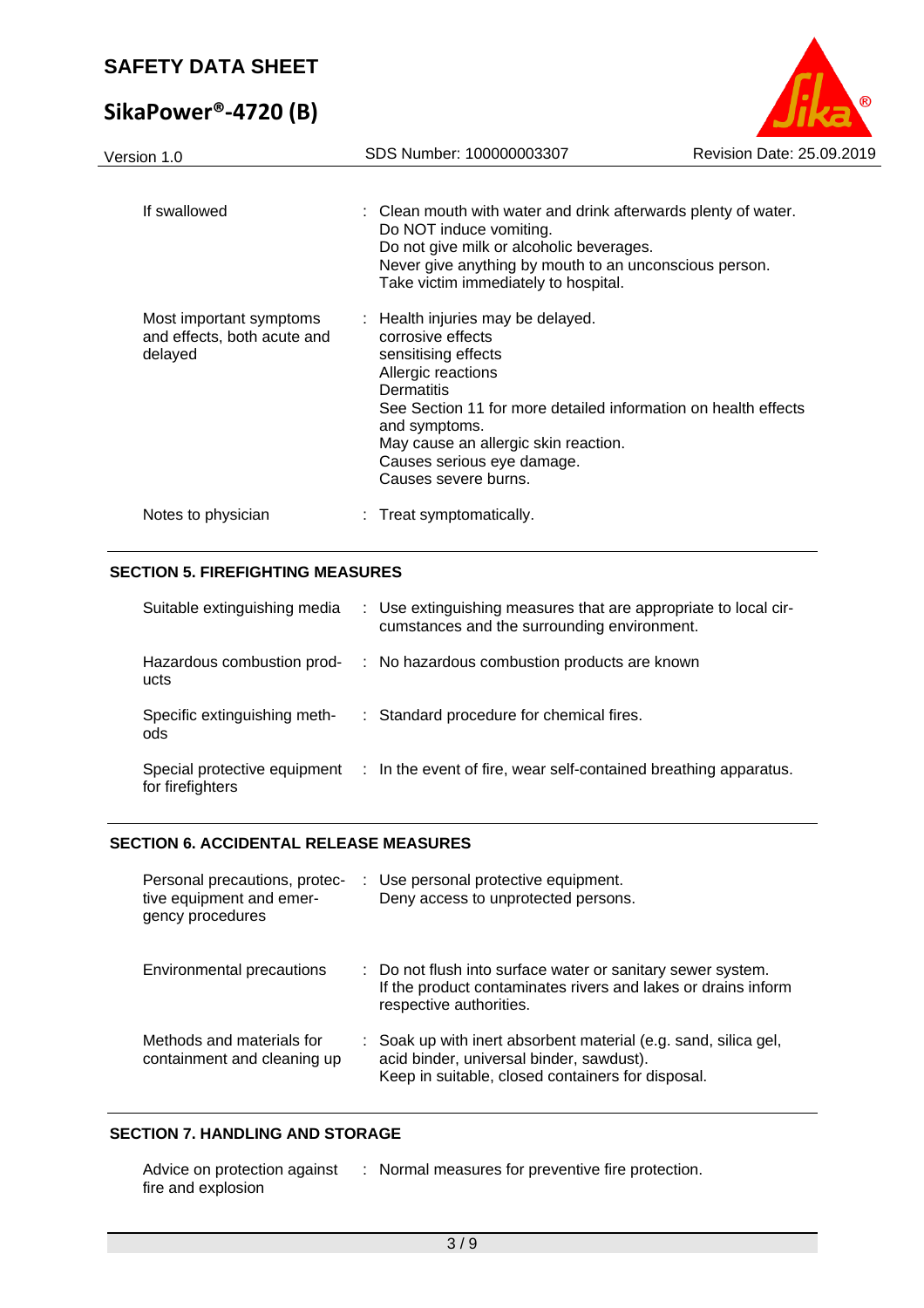| | |
|---|---|
| If swallowed | : Clean mouth with water and drink afterwards plenty of water.<br>Do NOT induce vomiting.<br>Do not give milk or alcoholic beverages.<br>Never give anything by mouth to an unconscious person.<br>Take victim immediately to hospital. |
| Most important symptoms and effects, both acute and delayed | : Health injuries may be delayed.<br>corrosive effects<br>sensitising effects<br>Allergic reactions<br>Dermatitis<br>See Section 11 for more detailed information on health effects and symptoms.<br>May cause an allergic skin reaction.<br>Causes serious eye damage.<br>Causes severe burns. |
| Notes to physician | : Treat symptomatically. |

## SECTION 5. FIREFIGHTING MEASURES

| | |
|---|---|
| Suitable extinguishing media | : Use extinguishing measures that are appropriate to local circumstances and the surrounding environment. |
| Hazardous combustion products | : No hazardous combustion products are known |
| Specific extinguishing methods | : Standard procedure for chemical fires. |
| Special protective equipment for firefighters | : In the event of fire, wear self-contained breathing apparatus. |

## SECTION 6. ACCIDENTAL RELEASE MEASURES

| | |
|---|---|
| Personal precautions, protective equipment and emergency procedures | : Use personal protective equipment.<br>Deny access to unprotected persons. |
| Environmental precautions | : Do not flush into surface water or sanitary sewer system.<br>If the product contaminates rivers and lakes or drains inform respective authorities. |
| Methods and materials for containment and cleaning up | : Soak up with inert absorbent material (e.g. sand, silica gel, acid binder, universal binder, sawdust).<br>Keep in suitable, closed containers for disposal. |

## SECTION 7. HANDLING AND STORAGE

| | |
|---|---|
| Advice on protection against fire and explosion | : Normal measures for preventive fire protection. |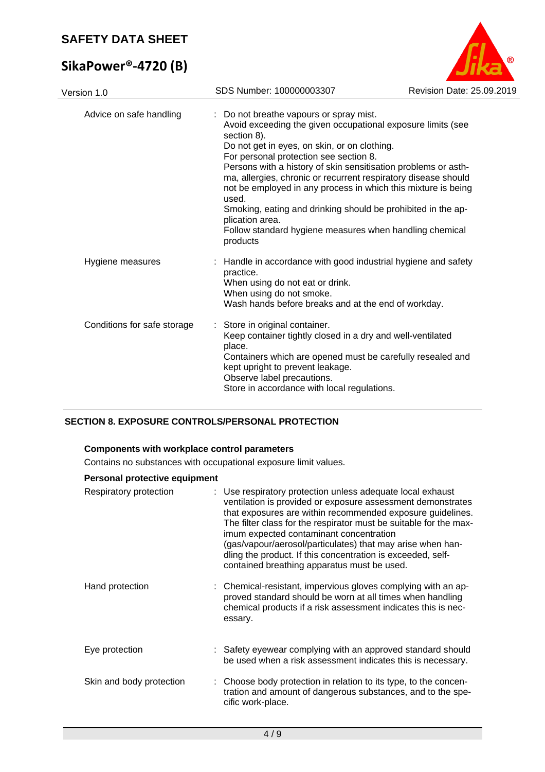| | |
|---|---|
| Advice on safe handling | : Do not breathe vapours or spray mist. Avoid exceeding the given occupational exposure limits (see section 8). Do not get in eyes, on skin, or on clothing. For personal protection see section 8. Persons with a history of skin sensitisation problems or asthma, allergies, chronic or recurrent respiratory disease should not be employed in any process in which this mixture is being used. Smoking, eating and drinking should be prohibited in the application area. Follow standard hygiene measures when handling chemical products |
| Hygiene measures | : Handle in accordance with good industrial hygiene and safety practice. When using do not eat or drink. When using do not smoke. Wash hands before breaks and at the end of workday. |
| Conditions for safe storage | : Store in original container. Keep container tightly closed in a dry and well-ventilated place. Containers which are opened must be carefully resealed and kept upright to prevent leakage. Observe label precautions. Store in accordance with local regulations. |

## SECTION 8. EXPOSURE CONTROLS/PERSONAL PROTECTION

**Components with workplace control parameters**

Contains no substances with occupational exposure limit values.

**Personal protective equipment**

| | |
|---|---|
| Respiratory protection | : Use respiratory protection unless adequate local exhaust ventilation is provided or exposure assessment demonstrates that exposures are within recommended exposure guidelines. The filter class for the respirator must be suitable for the maximum expected contaminant concentration (gas/vapour/aerosol/particulates) that may arise when handling the product. If this concentration is exceeded, self-contained breathing apparatus must be used. |
| Hand protection | : Chemical-resistant, impervious gloves complying with an approved standard should be worn at all times when handling chemical products if a risk assessment indicates this is necessary. |
| Eye protection | : Safety eyewear complying with an approved standard should be used when a risk assessment indicates this is necessary. |
| Skin and body protection | : Choose body protection in relation to its type, to the concentration and amount of dangerous substances, and to the specific work-place. |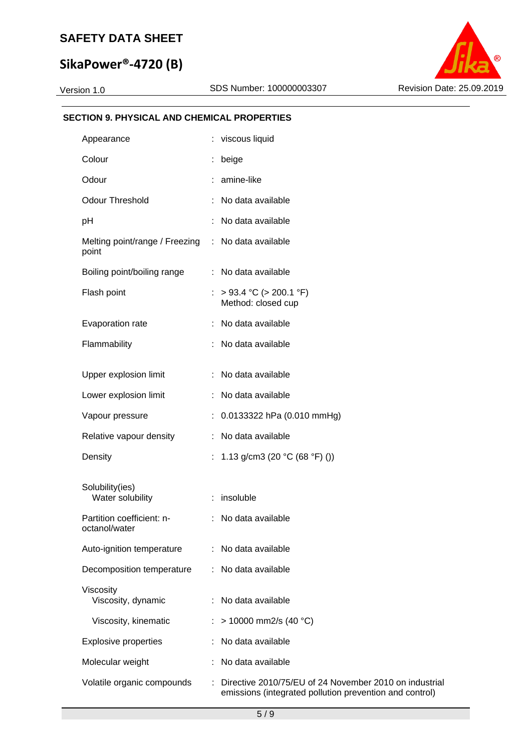## SECTION 9. PHYSICAL AND CHEMICAL PROPERTIES

| Property | Value |
|---|---|
| Appearance | viscous liquid |
| Colour | beige |
| Odour | amine-like |
| Odour Threshold | No data available |
| pH | No data available |
| Melting point/range / Freezing point | No data available |
| Boiling point/boiling range | No data available |
| Flash point | > 93.4 °C (> 200.1 °F)<br>Method: closed cup |
| Evaporation rate | No data available |
| Flammability | No data available |
| Upper explosion limit | No data available |
| Lower explosion limit | No data available |
| Vapour pressure | 0.0133322 hPa (0.010 mmHg) |
| Relative vapour density | No data available |
| Density | 1.13 g/cm3 (20 °C (68 °F) ()) |
| Solubility(ies)<br>Water solubility | insoluble |
| Partition coefficient: n-octanol/water | No data available |
| Auto-ignition temperature | No data available |
| Decomposition temperature | No data available |
| Viscosity<br>Viscosity, dynamic | No data available |
| Viscosity, kinematic | > 10000 mm2/s (40 °C) |
| Explosive properties | No data available |
| Molecular weight | No data available |
| Volatile organic compounds | Directive 2010/75/EU of 24 November 2010 on industrial emissions (integrated pollution prevention and control) |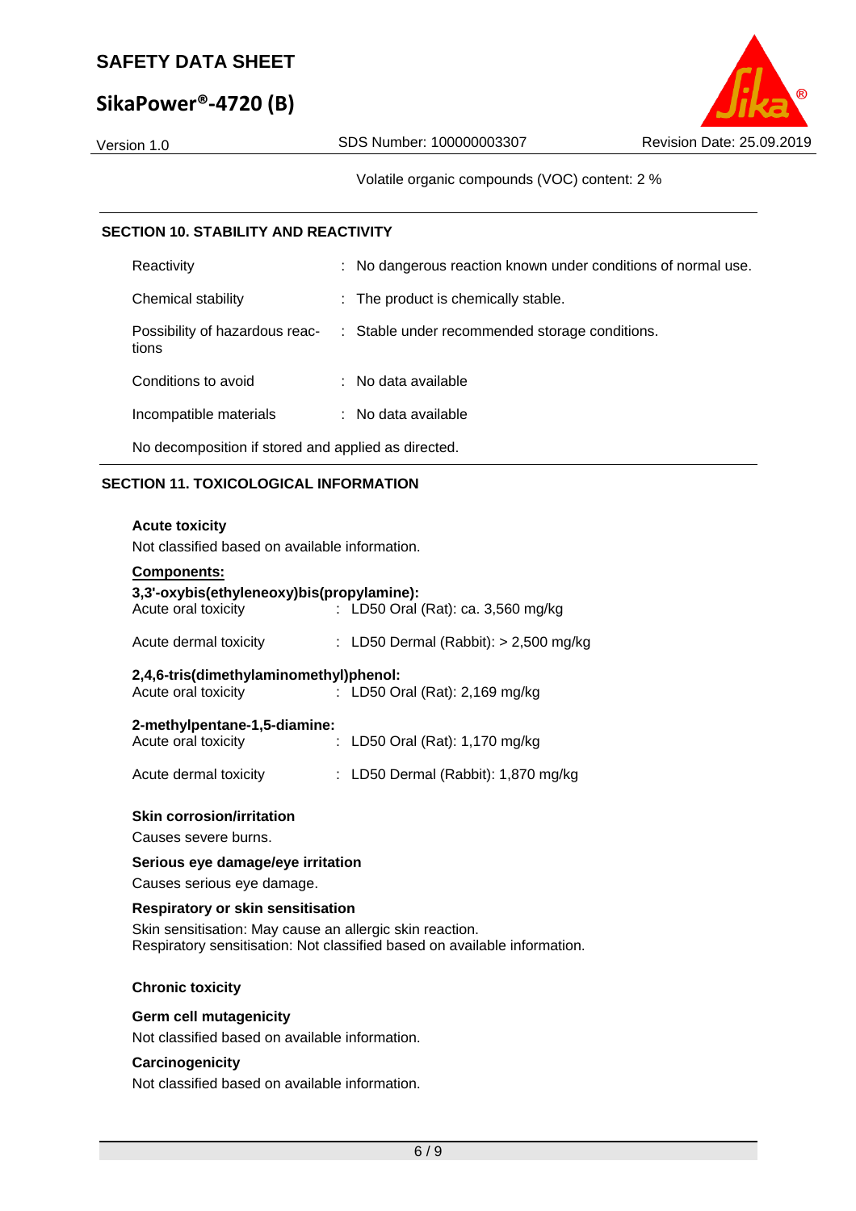Volatile organic compounds (VOC) content: 2 %

## SECTION 10. STABILITY AND REACTIVITY

| | |
|---|---|
| Reactivity | : No dangerous reaction known under conditions of normal use. |
| Chemical stability | : The product is chemically stable. |
| Possibility of hazardous reactions | : Stable under recommended storage conditions. |
| Conditions to avoid | : No data available |
| Incompatible materials | : No data available |

No decomposition if stored and applied as directed.

## SECTION 11. TOXICOLOGICAL INFORMATION

**Acute toxicity**

Not classified based on available information.

**Components:**

**3,3'-oxybis(ethyleneoxy)bis(propylamine):**

| | |
|---|---|
| Acute oral toxicity | : LD50 Oral (Rat): ca. 3,560 mg/kg |
| Acute dermal toxicity | : LD50 Dermal (Rabbit): > 2,500 mg/kg |

**2,4,6-tris(dimethylaminomethyl)phenol:**

| | |
|---|---|
| Acute oral toxicity | : LD50 Oral (Rat): 2,169 mg/kg |

**2-methylpentane-1,5-diamine:**

| | |
|---|---|
| Acute oral toxicity | : LD50 Oral (Rat): 1,170 mg/kg |
| Acute dermal toxicity | : LD50 Dermal (Rabbit): 1,870 mg/kg |

**Skin corrosion/irritation**

Causes severe burns.

**Serious eye damage/eye irritation**

Causes serious eye damage.

**Respiratory or skin sensitisation**

Skin sensitisation: May cause an allergic skin reaction.
Respiratory sensitisation: Not classified based on available information.

**Chronic toxicity**

**Germ cell mutagenicity**

Not classified based on available information.

**Carcinogenicity**

Not classified based on available information.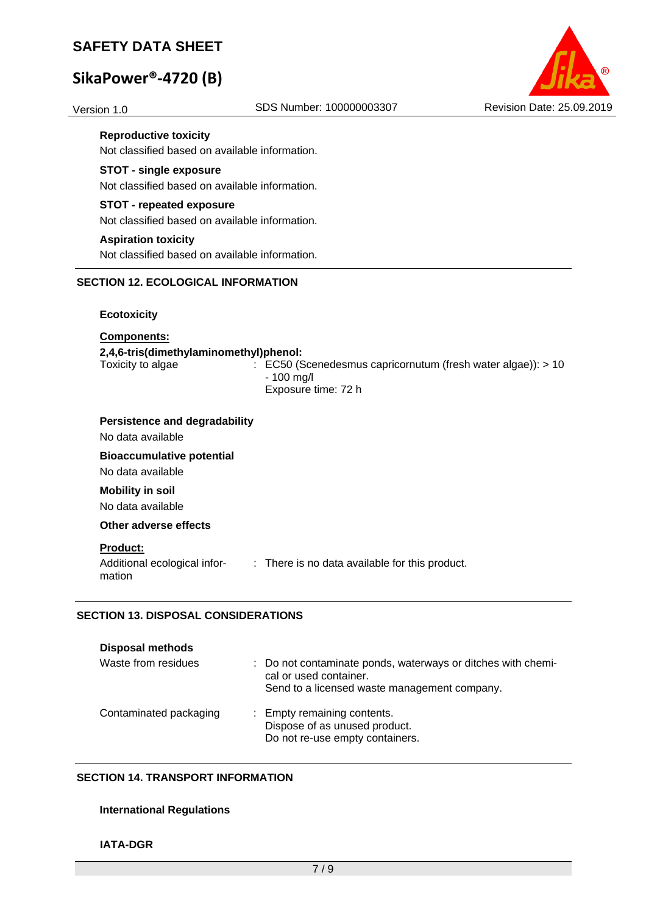**Reproductive toxicity**

Not classified based on available information.

**STOT - single exposure**

Not classified based on available information.

**STOT - repeated exposure**

Not classified based on available information.

**Aspiration toxicity**

Not classified based on available information.

## SECTION 12. ECOLOGICAL INFORMATION

**Ecotoxicity**

**Components:**

**2,4,6-tris(dimethylaminomethyl)phenol:**

| | |
|---|---|
| Toxicity to algae | : EC50 (Scenedesmus capricornutum (fresh water algae)): > 10 - 100 mg/l<br>Exposure time: 72 h |

**Persistence and degradability**

No data available

**Bioaccumulative potential**

No data available

**Mobility in soil**

No data available

**Other adverse effects**

**Product:**

| | |
|---|---|
| Additional ecological information | : There is no data available for this product. |

## SECTION 13. DISPOSAL CONSIDERATIONS

**Disposal methods**

| | |
|---|---|
| Waste from residues | : Do not contaminate ponds, waterways or ditches with chemical or used container.<br>Send to a licensed waste management company. |
| Contaminated packaging | : Empty remaining contents.<br>Dispose of as unused product.<br>Do not re-use empty containers. |

## SECTION 14. TRANSPORT INFORMATION

**International Regulations**

**IATA-DGR**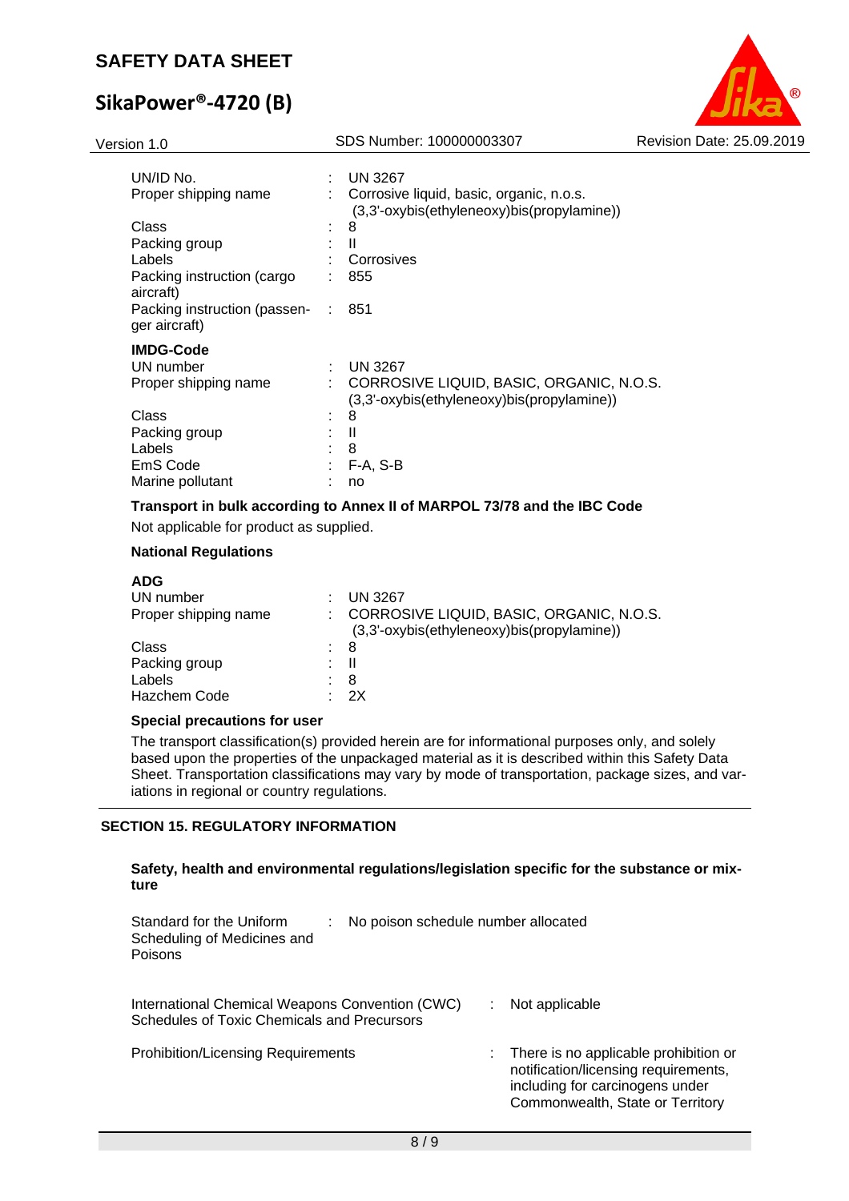| | | |
|---|---|---|
| UN/ID No. | : | UN 3267 |
| Proper shipping name | : | Corrosive liquid, basic, organic, n.o.s. (3,3'-oxybis(ethyleneoxy)bis(propylamine)) |
| Class | : | 8 |
| Packing group | : | II |
| Labels | : | Corrosives |
| Packing instruction (cargo aircraft) | : | 855 |
| Packing instruction (passenger aircraft) | : | 851 |

**IMDG-Code**

| | | |
|---|---|---|
| UN number | : | UN 3267 |
| Proper shipping name | : | CORROSIVE LIQUID, BASIC, ORGANIC, N.O.S. (3,3'-oxybis(ethyleneoxy)bis(propylamine)) |
| Class | : | 8 |
| Packing group | : | II |
| Labels | : | 8 |
| EmS Code | : | F-A, S-B |
| Marine pollutant | : | no |

**Transport in bulk according to Annex II of MARPOL 73/78 and the IBC Code**

Not applicable for product as supplied.

**National Regulations**

**ADG**

| | | |
|---|---|---|
| UN number | : | UN 3267 |
| Proper shipping name | : | CORROSIVE LIQUID, BASIC, ORGANIC, N.O.S. (3,3'-oxybis(ethyleneoxy)bis(propylamine)) |
| Class | : | 8 |
| Packing group | : | II |
| Labels | : | 8 |
| Hazchem Code | : | 2X |

**Special precautions for user**

The transport classification(s) provided herein are for informational purposes only, and solely based upon the properties of the unpackaged material as it is described within this Safety Data Sheet. Transportation classifications may vary by mode of transportation, package sizes, and variations in regional or country regulations.

## SECTION 15. REGULATORY INFORMATION

**Safety, health and environmental regulations/legislation specific for the substance or mixture**

| | | |
|---|---|---|
| Standard for the Uniform Scheduling of Medicines and Poisons | : | No poison schedule number allocated |
| International Chemical Weapons Convention (CWC) Schedules of Toxic Chemicals and Precursors | : | Not applicable |
| Prohibition/Licensing Requirements | : | There is no applicable prohibition or notification/licensing requirements, including for carcinogens under Commonwealth, State or Territory |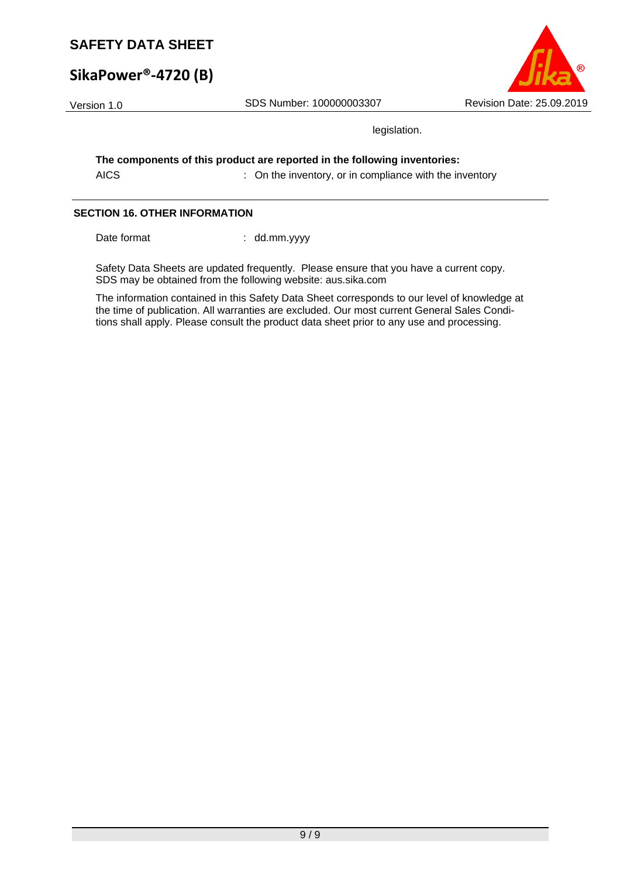legislation.

**The components of this product are reported in the following inventories:**

AICS : On the inventory, or in compliance with the inventory

**SECTION 16. OTHER INFORMATION**

Date format : dd.mm.yyyy

Safety Data Sheets are updated frequently. Please ensure that you have a current copy. SDS may be obtained from the following website: aus.sika.com

The information contained in this Safety Data Sheet corresponds to our level of knowledge at the time of publication. All warranties are excluded. Our most current General Sales Conditions shall apply. Please consult the product data sheet prior to any use and processing.